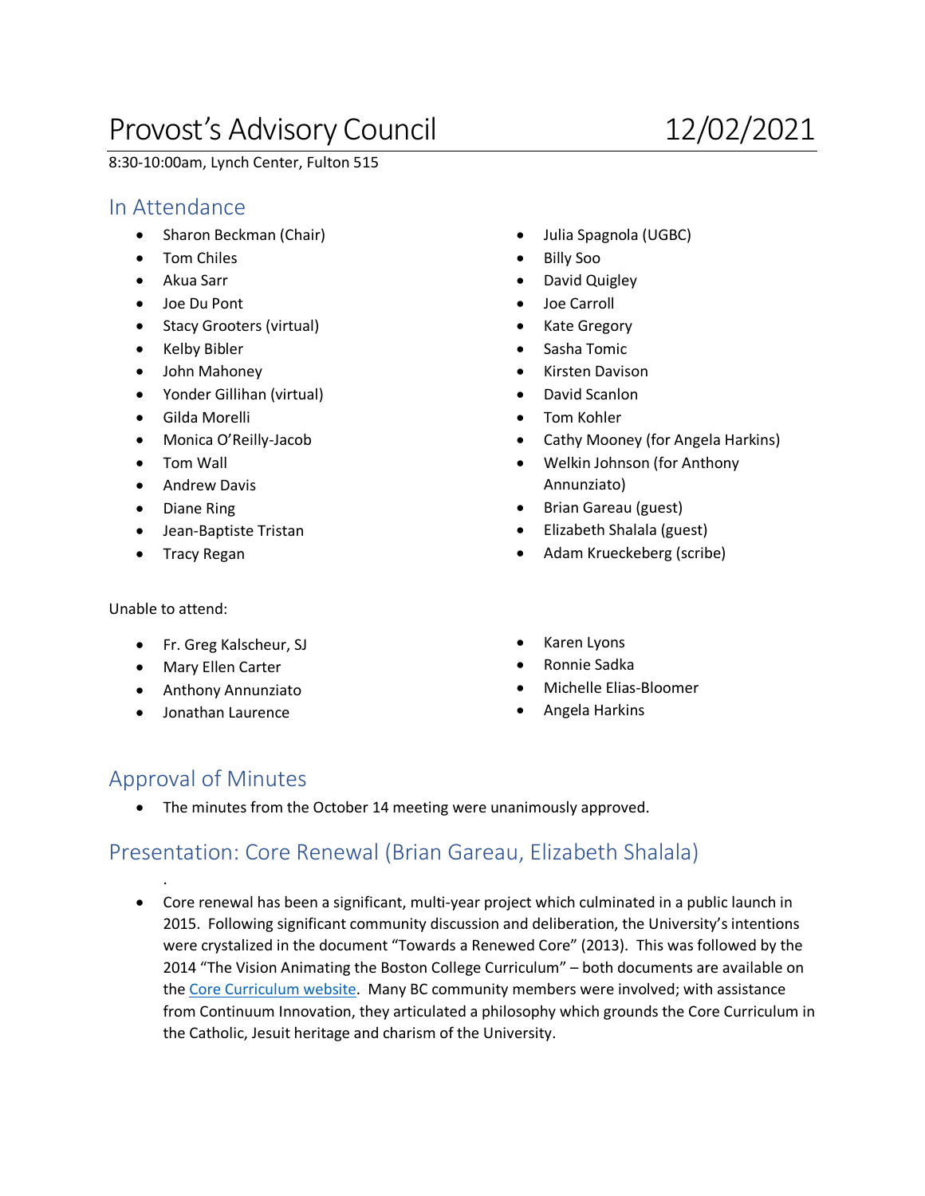# Provost's Advisory Council 12/02/2021

8:30-10:00am, Lynch Center, Fulton 515

## In Attendance

- Sharon Beckman (Chair)
- Tom Chiles
- Akua Sarr
- Joe Du Pont
- Stacy Grooters (virtual)
- Kelby Bibler
- John Mahoney
- Yonder Gillihan (virtual)
- Gilda Morelli
- Monica O'Reilly-Jacob
- Tom Wall
- Andrew Davis
- Diane Ring
- Jean-Baptiste Tristan
- Tracy Regan
- Julia Spagnola (UGBC)
- Billy Soo
- David Quigley
- Joe Carroll
- Kate Gregory
- Sasha Tomic
- Kirsten Davison
- David Scanlon
- Tom Kohler
- Cathy Mooney (for Angela Harkins)
- Welkin Johnson (for Anthony Annunziato)
- Brian Gareau (guest)
- Elizabeth Shalala (guest)
- Adam Krueckeberg (scribe)

Unable to attend:

- Fr. Greg Kalscheur, SJ
- Mary Ellen Carter
- Anthony Annunziato
- Jonathan Laurence
- Karen Lyons
- Ronnie Sadka
- Michelle Elias-Bloomer
- Angela Harkins

## Approval of Minutes

- The minutes from the October 14 meeting were unanimously approved.

## Presentation: Core Renewal (Brian Gareau, Elizabeth Shalala)

- Core renewal has been a significant, multi-year project which culminated in a public launch in 2015. Following significant community discussion and deliberation, the University's intentions were crystalized in the document "Towards a Renewed Core" (2013). This was followed by the 2014 "The Vision Animating the Boston College Curriculum" – both documents are available on the Core Curriculum website. Many BC community members were involved; with assistance from Continuum Innovation, they articulated a philosophy which grounds the Core Curriculum in the Catholic, Jesuit heritage and charism of the University.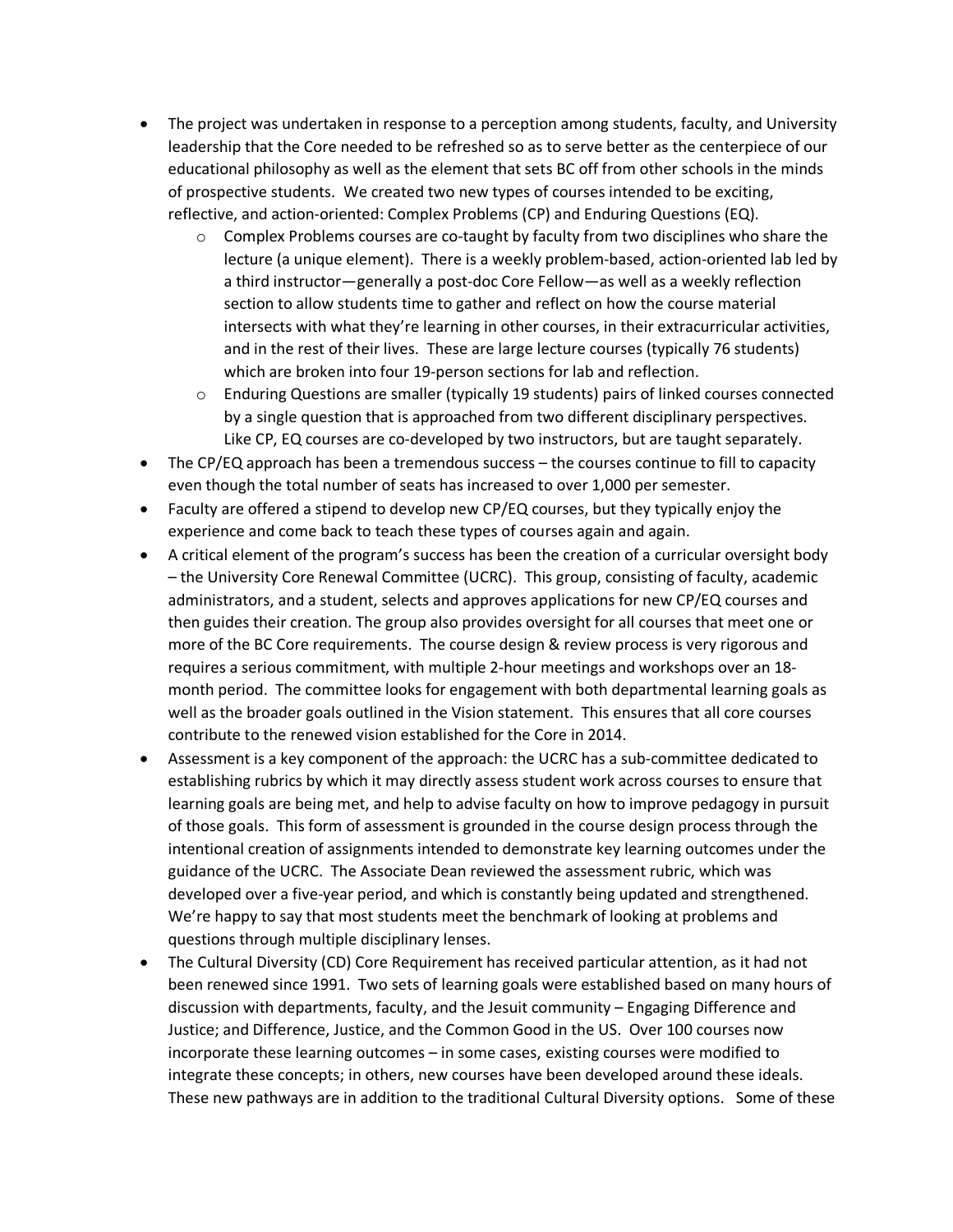- The project was undertaken in response to a perception among students, faculty, and University leadership that the Core needed to be refreshed so as to serve better as the centerpiece of our educational philosophy as well as the element that sets BC off from other schools in the minds of prospective students. We created two new types of courses intended to be exciting, reflective, and action-oriented: Complex Problems (CP) and Enduring Questions (EQ).
  - Complex Problems courses are co-taught by faculty from two disciplines who share the lecture (a unique element). There is a weekly problem-based, action-oriented lab led by a third instructor—generally a post-doc Core Fellow—as well as a weekly reflection section to allow students time to gather and reflect on how the course material intersects with what they're learning in other courses, in their extracurricular activities, and in the rest of their lives. These are large lecture courses (typically 76 students) which are broken into four 19-person sections for lab and reflection.
  - Enduring Questions are smaller (typically 19 students) pairs of linked courses connected by a single question that is approached from two different disciplinary perspectives. Like CP, EQ courses are co-developed by two instructors, but are taught separately.
- The CP/EQ approach has been a tremendous success – the courses continue to fill to capacity even though the total number of seats has increased to over 1,000 per semester.
- Faculty are offered a stipend to develop new CP/EQ courses, but they typically enjoy the experience and come back to teach these types of courses again and again.
- A critical element of the program's success has been the creation of a curricular oversight body – the University Core Renewal Committee (UCRC). This group, consisting of faculty, academic administrators, and a student, selects and approves applications for new CP/EQ courses and then guides their creation. The group also provides oversight for all courses that meet one or more of the BC Core requirements. The course design & review process is very rigorous and requires a serious commitment, with multiple 2-hour meetings and workshops over an 18-month period. The committee looks for engagement with both departmental learning goals as well as the broader goals outlined in the Vision statement. This ensures that all core courses contribute to the renewed vision established for the Core in 2014.
- Assessment is a key component of the approach: the UCRC has a sub-committee dedicated to establishing rubrics by which it may directly assess student work across courses to ensure that learning goals are being met, and help to advise faculty on how to improve pedagogy in pursuit of those goals. This form of assessment is grounded in the course design process through the intentional creation of assignments intended to demonstrate key learning outcomes under the guidance of the UCRC. The Associate Dean reviewed the assessment rubric, which was developed over a five-year period, and which is constantly being updated and strengthened. We're happy to say that most students meet the benchmark of looking at problems and questions through multiple disciplinary lenses.
- The Cultural Diversity (CD) Core Requirement has received particular attention, as it had not been renewed since 1991. Two sets of learning goals were established based on many hours of discussion with departments, faculty, and the Jesuit community – Engaging Difference and Justice; and Difference, Justice, and the Common Good in the US. Over 100 courses now incorporate these learning outcomes – in some cases, existing courses were modified to integrate these concepts; in others, new courses have been developed around these ideals. These new pathways are in addition to the traditional Cultural Diversity options. Some of these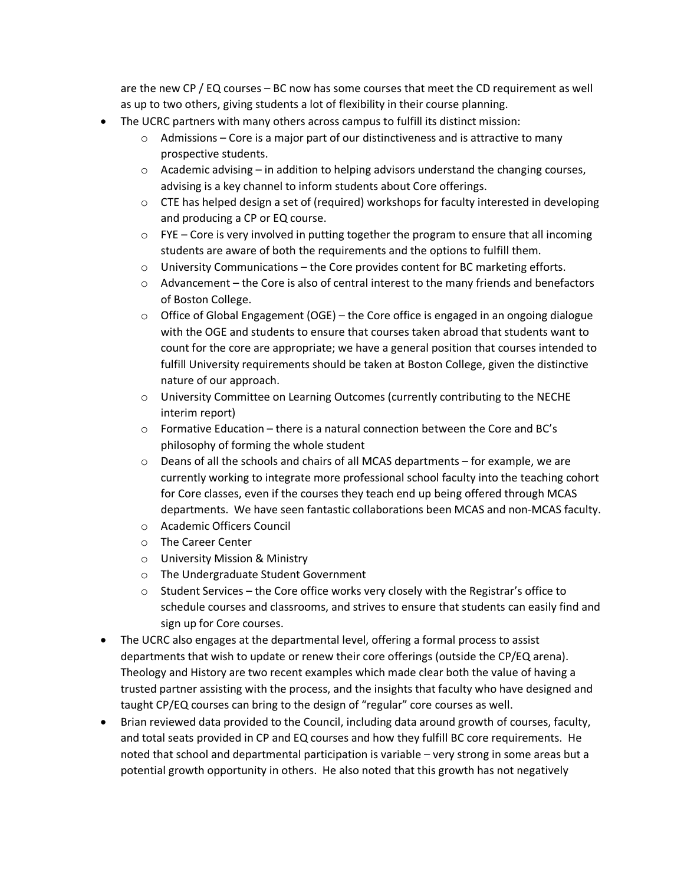are the new CP / EQ courses – BC now has some courses that meet the CD requirement as well as up to two others, giving students a lot of flexibility in their course planning.

- The UCRC partners with many others across campus to fulfill its distinct mission:
    - Admissions – Core is a major part of our distinctiveness and is attractive to many prospective students.
    - Academic advising – in addition to helping advisors understand the changing courses, advising is a key channel to inform students about Core offerings.
    - CTE has helped design a set of (required) workshops for faculty interested in developing and producing a CP or EQ course.
    - FYE – Core is very involved in putting together the program to ensure that all incoming students are aware of both the requirements and the options to fulfill them.
    - University Communications – the Core provides content for BC marketing efforts.
    - Advancement – the Core is also of central interest to the many friends and benefactors of Boston College.
    - Office of Global Engagement (OGE) – the Core office is engaged in an ongoing dialogue with the OGE and students to ensure that courses taken abroad that students want to count for the core are appropriate; we have a general position that courses intended to fulfill University requirements should be taken at Boston College, given the distinctive nature of our approach.
    - University Committee on Learning Outcomes (currently contributing to the NECHE interim report)
    - Formative Education – there is a natural connection between the Core and BC's philosophy of forming the whole student
    - Deans of all the schools and chairs of all MCAS departments – for example, we are currently working to integrate more professional school faculty into the teaching cohort for Core classes, even if the courses they teach end up being offered through MCAS departments. We have seen fantastic collaborations been MCAS and non-MCAS faculty.
    - Academic Officers Council
    - The Career Center
    - University Mission & Ministry
    - The Undergraduate Student Government
    - Student Services – the Core office works very closely with the Registrar's office to schedule courses and classrooms, and strives to ensure that students can easily find and sign up for Core courses.
- The UCRC also engages at the departmental level, offering a formal process to assist departments that wish to update or renew their core offerings (outside the CP/EQ arena). Theology and History are two recent examples which made clear both the value of having a trusted partner assisting with the process, and the insights that faculty who have designed and taught CP/EQ courses can bring to the design of "regular" core courses as well.
- Brian reviewed data provided to the Council, including data around growth of courses, faculty, and total seats provided in CP and EQ courses and how they fulfill BC core requirements. He noted that school and departmental participation is variable – very strong in some areas but a potential growth opportunity in others. He also noted that this growth has not negatively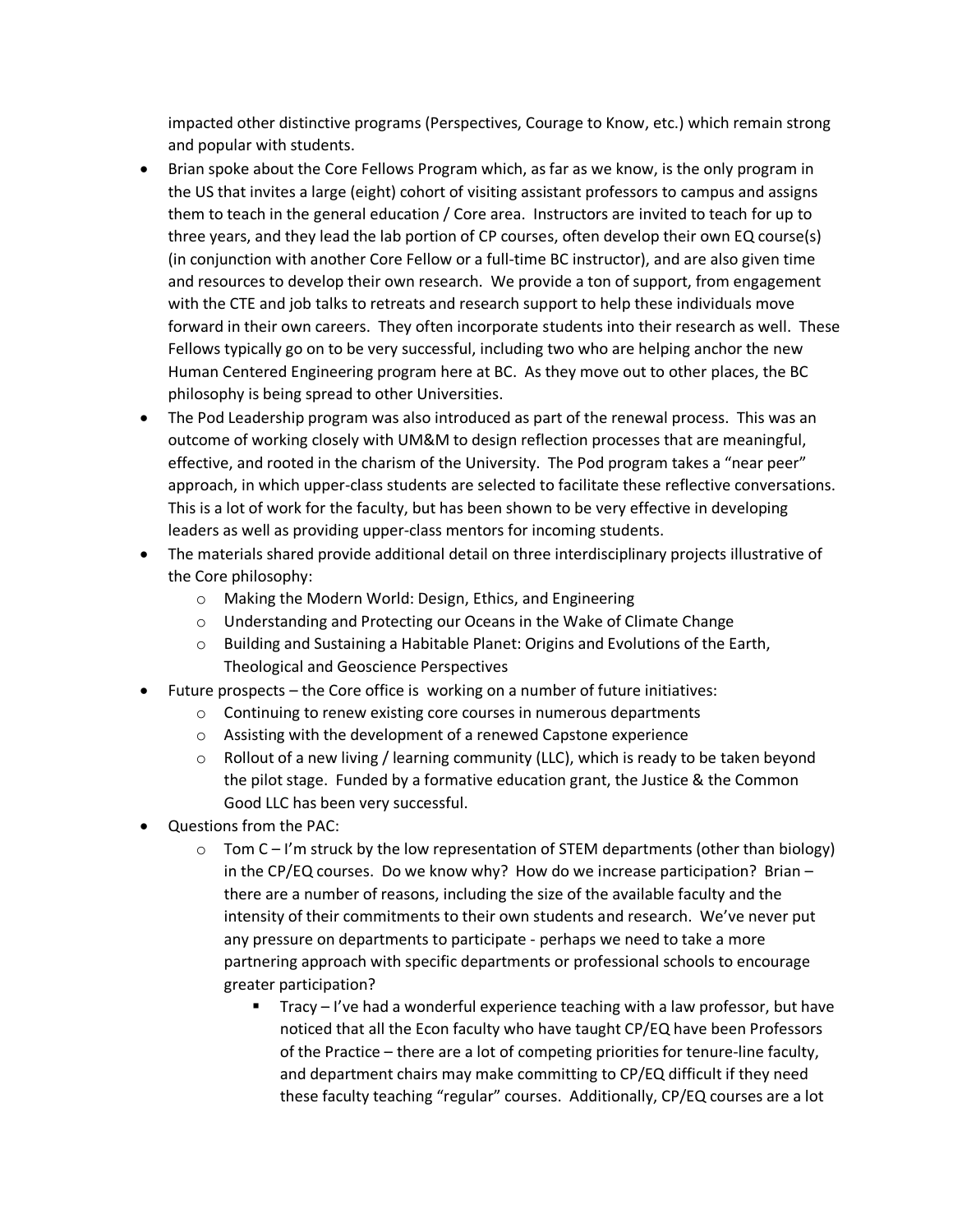impacted other distinctive programs (Perspectives, Courage to Know, etc.) which remain strong and popular with students.

- Brian spoke about the Core Fellows Program which, as far as we know, is the only program in the US that invites a large (eight) cohort of visiting assistant professors to campus and assigns them to teach in the general education / Core area. Instructors are invited to teach for up to three years, and they lead the lab portion of CP courses, often develop their own EQ course(s) (in conjunction with another Core Fellow or a full-time BC instructor), and are also given time and resources to develop their own research. We provide a ton of support, from engagement with the CTE and job talks to retreats and research support to help these individuals move forward in their own careers. They often incorporate students into their research as well. These Fellows typically go on to be very successful, including two who are helping anchor the new Human Centered Engineering program here at BC. As they move out to other places, the BC philosophy is being spread to other Universities.
- The Pod Leadership program was also introduced as part of the renewal process. This was an outcome of working closely with UM&M to design reflection processes that are meaningful, effective, and rooted in the charism of the University. The Pod program takes a "near peer" approach, in which upper-class students are selected to facilitate these reflective conversations. This is a lot of work for the faculty, but has been shown to be very effective in developing leaders as well as providing upper-class mentors for incoming students.
- The materials shared provide additional detail on three interdisciplinary projects illustrative of the Core philosophy:
  - Making the Modern World: Design, Ethics, and Engineering
  - Understanding and Protecting our Oceans in the Wake of Climate Change
  - Building and Sustaining a Habitable Planet: Origins and Evolutions of the Earth, Theological and Geoscience Perspectives
- Future prospects – the Core office is working on a number of future initiatives:
  - Continuing to renew existing core courses in numerous departments
  - Assisting with the development of a renewed Capstone experience
  - Rollout of a new living / learning community (LLC), which is ready to be taken beyond the pilot stage. Funded by a formative education grant, the Justice & the Common Good LLC has been very successful.
- Questions from the PAC:
  - Tom C – I'm struck by the low representation of STEM departments (other than biology) in the CP/EQ courses. Do we know why? How do we increase participation? Brian – there are a number of reasons, including the size of the available faculty and the intensity of their commitments to their own students and research. We've never put any pressure on departments to participate - perhaps we need to take a more partnering approach with specific departments or professional schools to encourage greater participation?
    - Tracy – I've had a wonderful experience teaching with a law professor, but have noticed that all the Econ faculty who have taught CP/EQ have been Professors of the Practice – there are a lot of competing priorities for tenure-line faculty, and department chairs may make committing to CP/EQ difficult if they need these faculty teaching "regular" courses. Additionally, CP/EQ courses are a lot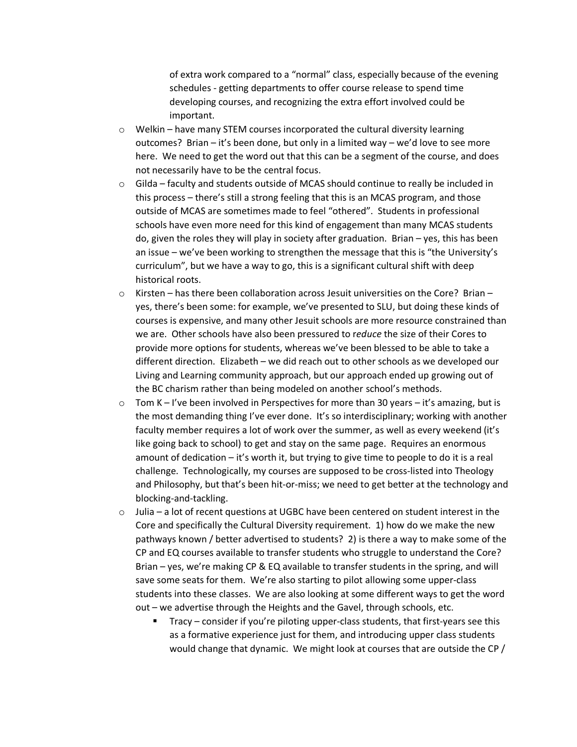of extra work compared to a "normal" class, especially because of the evening schedules - getting departments to offer course release to spend time developing courses, and recognizing the extra effort involved could be important.

- Welkin – have many STEM courses incorporated the cultural diversity learning outcomes? Brian – it's been done, but only in a limited way – we'd love to see more here. We need to get the word out that this can be a segment of the course, and does not necessarily have to be the central focus.
- Gilda – faculty and students outside of MCAS should continue to really be included in this process – there's still a strong feeling that this is an MCAS program, and those outside of MCAS are sometimes made to feel "othered". Students in professional schools have even more need for this kind of engagement than many MCAS students do, given the roles they will play in society after graduation. Brian – yes, this has been an issue – we've been working to strengthen the message that this is "the University's curriculum", but we have a way to go, this is a significant cultural shift with deep historical roots.
- Kirsten – has there been collaboration across Jesuit universities on the Core? Brian – yes, there's been some: for example, we've presented to SLU, but doing these kinds of courses is expensive, and many other Jesuit schools are more resource constrained than we are. Other schools have also been pressured to *reduce* the size of their Cores to provide more options for students, whereas we've been blessed to be able to take a different direction. Elizabeth – we did reach out to other schools as we developed our Living and Learning community approach, but our approach ended up growing out of the BC charism rather than being modeled on another school's methods.
- Tom K – I've been involved in Perspectives for more than 30 years – it's amazing, but is the most demanding thing I've ever done. It's so interdisciplinary; working with another faculty member requires a lot of work over the summer, as well as every weekend (it's like going back to school) to get and stay on the same page. Requires an enormous amount of dedication – it's worth it, but trying to give time to people to do it is a real challenge. Technologically, my courses are supposed to be cross-listed into Theology and Philosophy, but that's been hit-or-miss; we need to get better at the technology and blocking-and-tackling.
- Julia – a lot of recent questions at UGBC have been centered on student interest in the Core and specifically the Cultural Diversity requirement. 1) how do we make the new pathways known / better advertised to students? 2) is there a way to make some of the CP and EQ courses available to transfer students who struggle to understand the Core? Brian – yes, we're making CP & EQ available to transfer students in the spring, and will save some seats for them. We're also starting to pilot allowing some upper-class students into these classes. We are also looking at some different ways to get the word out – we advertise through the Heights and the Gavel, through schools, etc.
  - Tracy – consider if you're piloting upper-class students, that first-years see this as a formative experience just for them, and introducing upper class students would change that dynamic. We might look at courses that are outside the CP /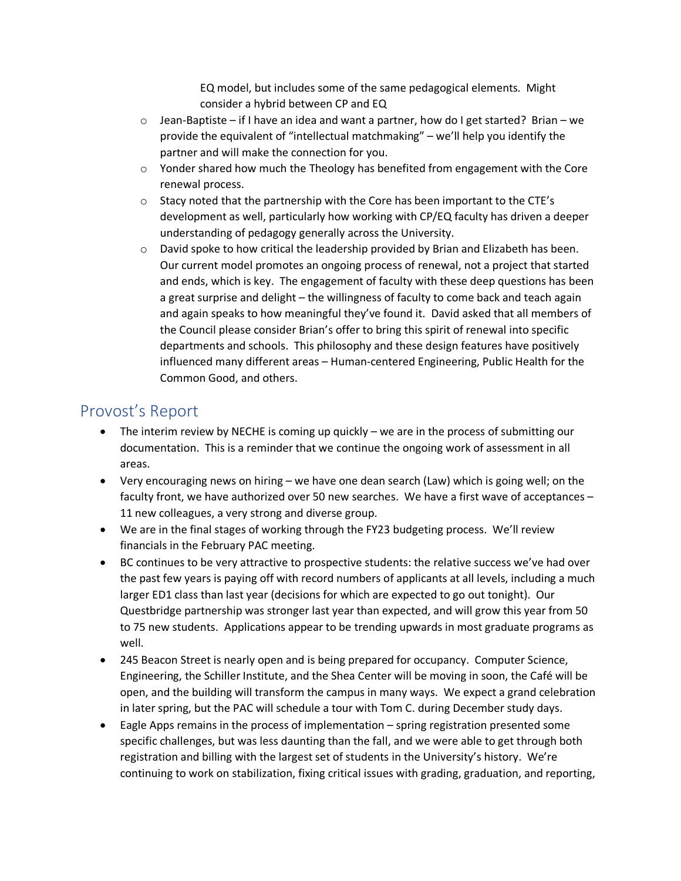EQ model, but includes some of the same pedagogical elements. Might consider a hybrid between CP and EQ

  - Jean-Baptiste – if I have an idea and want a partner, how do I get started? Brian – we provide the equivalent of "intellectual matchmaking" – we'll help you identify the partner and will make the connection for you.
  - Yonder shared how much the Theology has benefited from engagement with the Core renewal process.
  - Stacy noted that the partnership with the Core has been important to the CTE's development as well, particularly how working with CP/EQ faculty has driven a deeper understanding of pedagogy generally across the University.
  - David spoke to how critical the leadership provided by Brian and Elizabeth has been. Our current model promotes an ongoing process of renewal, not a project that started and ends, which is key. The engagement of faculty with these deep questions has been a great surprise and delight – the willingness of faculty to come back and teach again and again speaks to how meaningful they've found it. David asked that all members of the Council please consider Brian's offer to bring this spirit of renewal into specific departments and schools. This philosophy and these design features have positively influenced many different areas – Human-centered Engineering, Public Health for the Common Good, and others.

## Provost's Report

- The interim review by NECHE is coming up quickly – we are in the process of submitting our documentation. This is a reminder that we continue the ongoing work of assessment in all areas.
- Very encouraging news on hiring – we have one dean search (Law) which is going well; on the faculty front, we have authorized over 50 new searches. We have a first wave of acceptances – 11 new colleagues, a very strong and diverse group.
- We are in the final stages of working through the FY23 budgeting process. We'll review financials in the February PAC meeting.
- BC continues to be very attractive to prospective students: the relative success we've had over the past few years is paying off with record numbers of applicants at all levels, including a much larger ED1 class than last year (decisions for which are expected to go out tonight). Our Questbridge partnership was stronger last year than expected, and will grow this year from 50 to 75 new students. Applications appear to be trending upwards in most graduate programs as well.
- 245 Beacon Street is nearly open and is being prepared for occupancy. Computer Science, Engineering, the Schiller Institute, and the Shea Center will be moving in soon, the Café will be open, and the building will transform the campus in many ways. We expect a grand celebration in later spring, but the PAC will schedule a tour with Tom C. during December study days.
- Eagle Apps remains in the process of implementation – spring registration presented some specific challenges, but was less daunting than the fall, and we were able to get through both registration and billing with the largest set of students in the University's history. We're continuing to work on stabilization, fixing critical issues with grading, graduation, and reporting,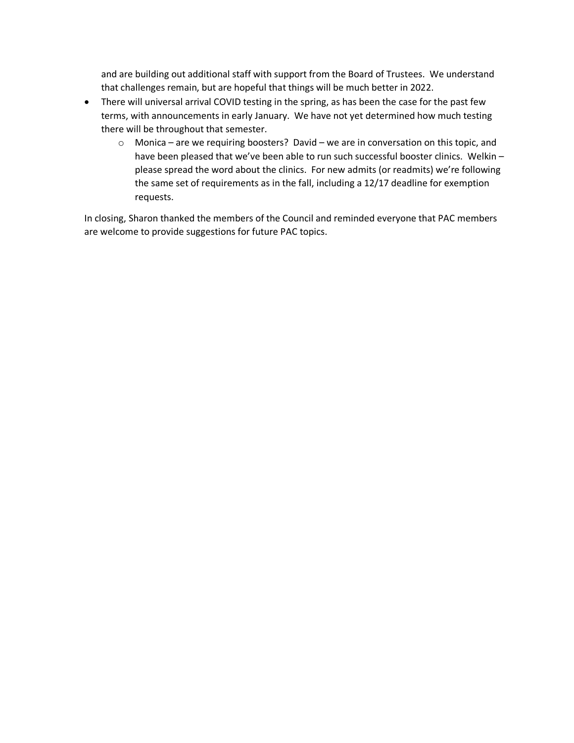and are building out additional staff with support from the Board of Trustees. We understand that challenges remain, but are hopeful that things will be much better in 2022.

- There will universal arrival COVID testing in the spring, as has been the case for the past few terms, with announcements in early January. We have not yet determined how much testing there will be throughout that semester.
  - Monica – are we requiring boosters? David – we are in conversation on this topic, and have been pleased that we've been able to run such successful booster clinics. Welkin – please spread the word about the clinics. For new admits (or readmits) we're following the same set of requirements as in the fall, including a 12/17 deadline for exemption requests.

In closing, Sharon thanked the members of the Council and reminded everyone that PAC members are welcome to provide suggestions for future PAC topics.